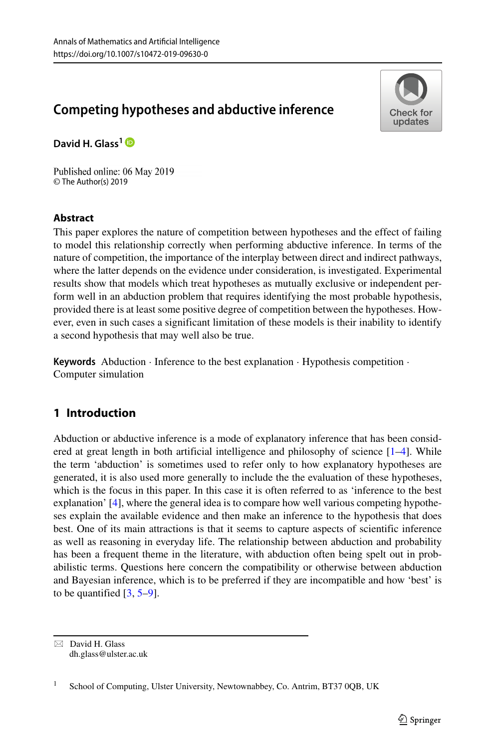# Competing hypotheses and abductive inference

**David H. Glass**[1]

Published online: 06 May 2019
© The Author(s) 2019

## Abstract

This paper explores the nature of competition between hypotheses and the effect of failing to model this relationship correctly when performing abductive inference. In terms of the nature of competition, the importance of the interplay between direct and indirect pathways, where the latter depends on the evidence under consideration, is investigated. Experimental results show that models which treat hypotheses as mutually exclusive or independent perform well in an abduction problem that requires identifying the most probable hypothesis, provided there is at least some positive degree of competition between the hypotheses. However, even in such cases a significant limitation of these models is their inability to identify a second hypothesis that may well also be true.

**Keywords** Abduction · Inference to the best explanation · Hypothesis competition · Computer simulation

## 1 Introduction

Abduction or abductive inference is a mode of explanatory inference that has been considered at great length in both artificial intelligence and philosophy of science [1–4]. While the term 'abduction' is sometimes used to refer only to how explanatory hypotheses are generated, it is also used more generally to include the the evaluation of these hypotheses, which is the focus in this paper. In this case it is often referred to as 'inference to the best explanation' [4], where the general idea is to compare how well various competing hypotheses explain the available evidence and then make an inference to the hypothesis that does best. One of its main attractions is that it seems to capture aspects of scientific inference as well as reasoning in everyday life. The relationship between abduction and probability has been a frequent theme in the literature, with abduction often being spelt out in probabilistic terms. Questions here concern the compatibility or otherwise between abduction and Bayesian inference, which is to be preferred if they are incompatible and how 'best' is to be quantified [3, 5–9].

---

✉ David H. Glass
dh.glass@ulster.ac.uk

[1] School of Computing, Ulster University, Newtownabbey, Co. Antrim, BT37 0QB, UK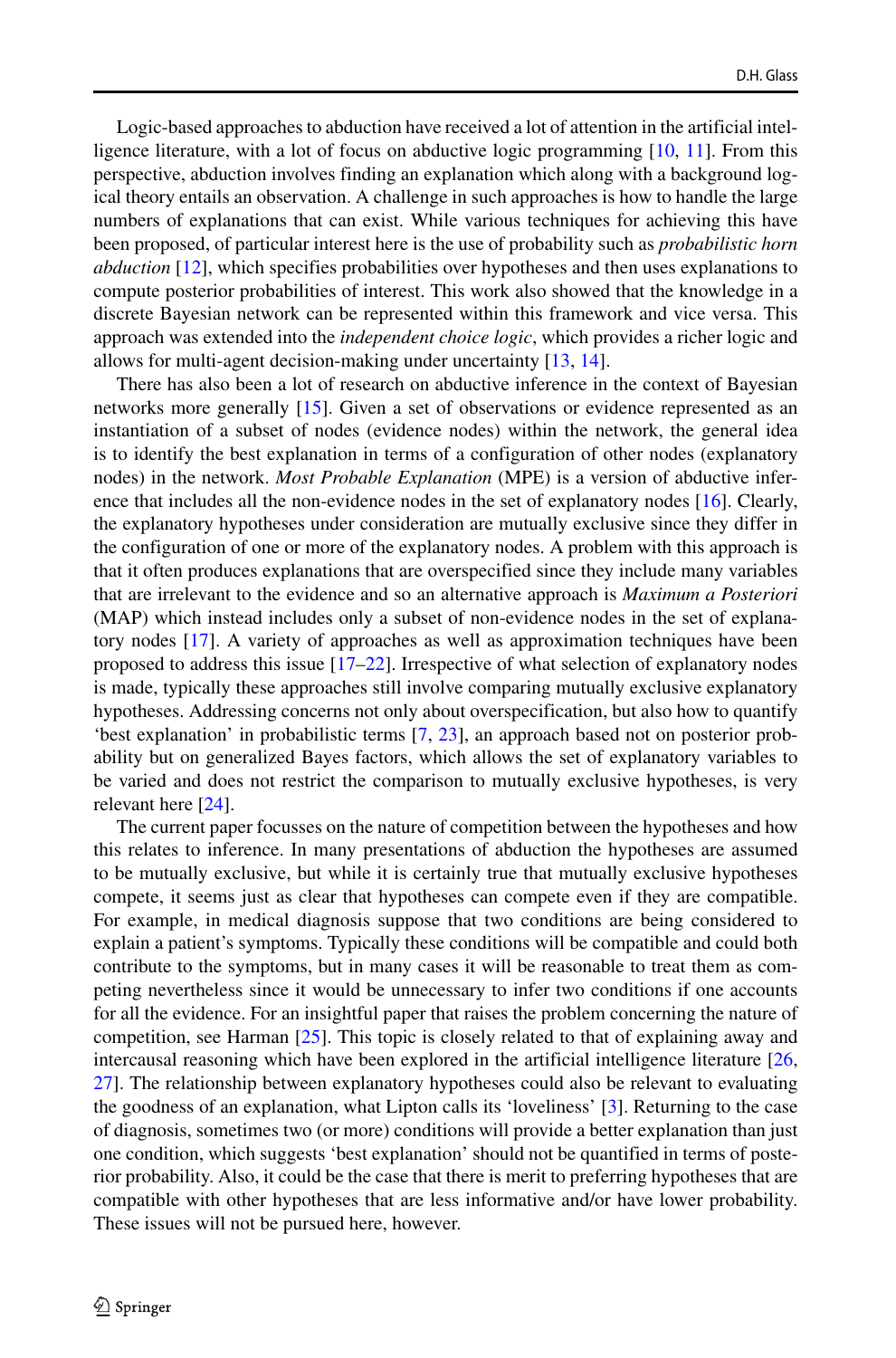Logic-based approaches to abduction have received a lot of attention in the artificial intelligence literature, with a lot of focus on abductive logic programming [10, 11]. From this perspective, abduction involves finding an explanation which along with a background logical theory entails an observation. A challenge in such approaches is how to handle the large numbers of explanations that can exist. While various techniques for achieving this have been proposed, of particular interest here is the use of probability such as *probabilistic horn abduction* [12], which specifies probabilities over hypotheses and then uses explanations to compute posterior probabilities of interest. This work also showed that the knowledge in a discrete Bayesian network can be represented within this framework and vice versa. This approach was extended into the *independent choice logic*, which provides a richer logic and allows for multi-agent decision-making under uncertainty [13, 14].

There has also been a lot of research on abductive inference in the context of Bayesian networks more generally [15]. Given a set of observations or evidence represented as an instantiation of a subset of nodes (evidence nodes) within the network, the general idea is to identify the best explanation in terms of a configuration of other nodes (explanatory nodes) in the network. *Most Probable Explanation* (MPE) is a version of abductive inference that includes all the non-evidence nodes in the set of explanatory nodes [16]. Clearly, the explanatory hypotheses under consideration are mutually exclusive since they differ in the configuration of one or more of the explanatory nodes. A problem with this approach is that it often produces explanations that are overspecified since they include many variables that are irrelevant to the evidence and so an alternative approach is *Maximum a Posteriori* (MAP) which instead includes only a subset of non-evidence nodes in the set of explanatory nodes [17]. A variety of approaches as well as approximation techniques have been proposed to address this issue [17–22]. Irrespective of what selection of explanatory nodes is made, typically these approaches still involve comparing mutually exclusive explanatory hypotheses. Addressing concerns not only about overspecification, but also how to quantify 'best explanation' in probabilistic terms [7, 23], an approach based not on posterior probability but on generalized Bayes factors, which allows the set of explanatory variables to be varied and does not restrict the comparison to mutually exclusive hypotheses, is very relevant here [24].

The current paper focusses on the nature of competition between the hypotheses and how this relates to inference. In many presentations of abduction the hypotheses are assumed to be mutually exclusive, but while it is certainly true that mutually exclusive hypotheses compete, it seems just as clear that hypotheses can compete even if they are compatible. For example, in medical diagnosis suppose that two conditions are being considered to explain a patient's symptoms. Typically these conditions will be compatible and could both contribute to the symptoms, but in many cases it will be reasonable to treat them as competing nevertheless since it would be unnecessary to infer two conditions if one accounts for all the evidence. For an insightful paper that raises the problem concerning the nature of competition, see Harman [25]. This topic is closely related to that of explaining away and intercausal reasoning which have been explored in the artificial intelligence literature [26, 27]. The relationship between explanatory hypotheses could also be relevant to evaluating the goodness of an explanation, what Lipton calls its 'loveliness' [3]. Returning to the case of diagnosis, sometimes two (or more) conditions will provide a better explanation than just one condition, which suggests 'best explanation' should not be quantified in terms of posterior probability. Also, it could be the case that there is merit to preferring hypotheses that are compatible with other hypotheses that are less informative and/or have lower probability. These issues will not be pursued here, however.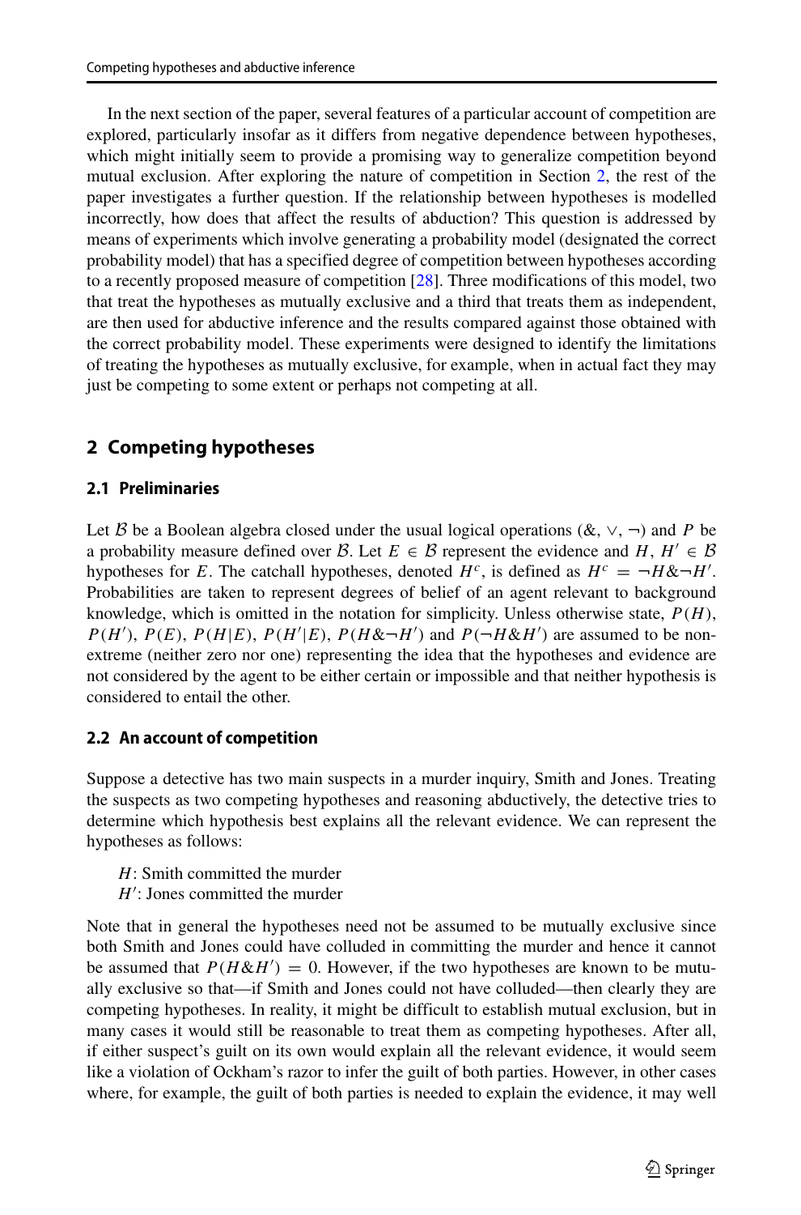In the next section of the paper, several features of a particular account of competition are explored, particularly insofar as it differs from negative dependence between hypotheses, which might initially seem to provide a promising way to generalize competition beyond mutual exclusion. After exploring the nature of competition in Section 2, the rest of the paper investigates a further question. If the relationship between hypotheses is modelled incorrectly, how does that affect the results of abduction? This question is addressed by means of experiments which involve generating a probability model (designated the correct probability model) that has a specified degree of competition between hypotheses according to a recently proposed measure of competition [28]. Three modifications of this model, two that treat the hypotheses as mutually exclusive and a third that treats them as independent, are then used for abductive inference and the results compared against those obtained with the correct probability model. These experiments were designed to identify the limitations of treating the hypotheses as mutually exclusive, for example, when in actual fact they may just be competing to some extent or perhaps not competing at all.

## 2 Competing hypotheses

### 2.1 Preliminaries

Let $\mathcal{B}$ be a Boolean algebra closed under the usual logical operations (&, $\vee$, $\neg$) and $P$ be a probability measure defined over $\mathcal{B}$. Let $E \in \mathcal{B}$ represent the evidence and $H, H' \in \mathcal{B}$ hypotheses for $E$. The catchall hypotheses, denoted $H^c$, is defined as $H^c = \neg H \& \neg H'$. Probabilities are taken to represent degrees of belief of an agent relevant to background knowledge, which is omitted in the notation for simplicity. Unless otherwise state, $P(H)$, $P(H')$, $P(E)$, $P(H|E)$, $P(H'|E)$, $P(H \& \neg H')$ and $P(\neg H \& H')$ are assumed to be non-extreme (neither zero nor one) representing the idea that the hypotheses and evidence are not considered by the agent to be either certain or impossible and that neither hypothesis is considered to entail the other.

### 2.2 An account of competition

Suppose a detective has two main suspects in a murder inquiry, Smith and Jones. Treating the suspects as two competing hypotheses and reasoning abductively, the detective tries to determine which hypothesis best explains all the relevant evidence. We can represent the hypotheses as follows:

$H$: Smith committed the murder
$H'$: Jones committed the murder

Note that in general the hypotheses need not be assumed to be mutually exclusive since both Smith and Jones could have colluded in committing the murder and hence it cannot be assumed that $P(H \& H') = 0$. However, if the two hypotheses are known to be mutually exclusive so that—if Smith and Jones could not have colluded—then clearly they are competing hypotheses. In reality, it might be difficult to establish mutual exclusion, but in many cases it would still be reasonable to treat them as competing hypotheses. After all, if either suspect's guilt on its own would explain all the relevant evidence, it would seem like a violation of Ockham's razor to infer the guilt of both parties. However, in other cases where, for example, the guilt of both parties is needed to explain the evidence, it may well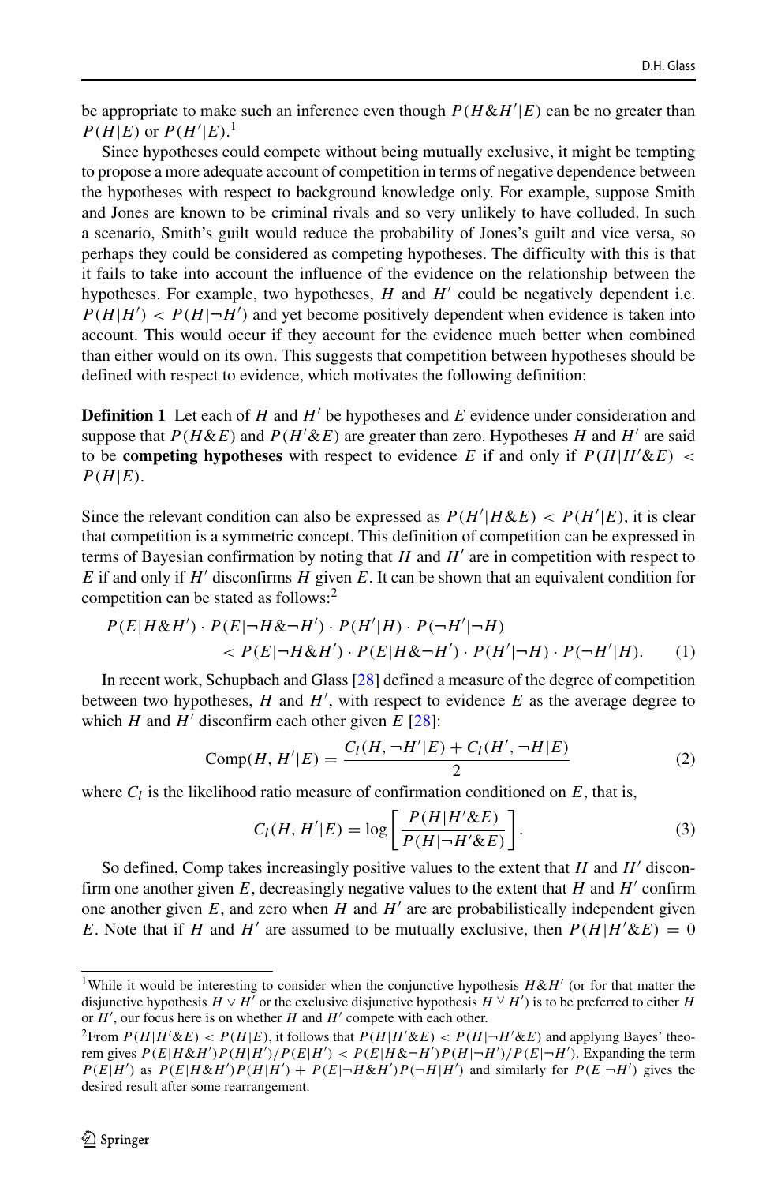be appropriate to make such an inference even though $P(H\&H'|E)$ can be no greater than $P(H|E)$ or $P(H'|E)$.[1]

Since hypotheses could compete without being mutually exclusive, it might be tempting to propose a more adequate account of competition in terms of negative dependence between the hypotheses with respect to background knowledge only. For example, suppose Smith and Jones are known to be criminal rivals and so very unlikely to have colluded. In such a scenario, Smith's guilt would reduce the probability of Jones's guilt and vice versa, so perhaps they could be considered as competing hypotheses. The difficulty with this is that it fails to take into account the influence of the evidence on the relationship between the hypotheses. For example, two hypotheses, $H$ and $H'$ could be negatively dependent i.e. $P(H|H') < P(H|\neg H')$ and yet become positively dependent when evidence is taken into account. This would occur if they account for the evidence much better when combined than either would on its own. This suggests that competition between hypotheses should be defined with respect to evidence, which motivates the following definition:

**Definition 1** Let each of $H$ and $H'$ be hypotheses and $E$ evidence under consideration and suppose that $P(H\&E)$ and $P(H'\&E)$ are greater than zero. Hypotheses $H$ and $H'$ are said to be **competing hypotheses** with respect to evidence $E$ if and only if $P(H|H'\&E) < P(H|E)$.

Since the relevant condition can also be expressed as $P(H'|H\&E) < P(H'|E)$, it is clear that competition is a symmetric concept. This definition of competition can be expressed in terms of Bayesian confirmation by noting that $H$ and $H'$ are in competition with respect to $E$ if and only if $H'$ disconfirms $H$ given $E$. It can be shown that an equivalent condition for competition can be stated as follows:[2]

$$P(E|H\&H') \cdot P(E|\neg H\&\neg H') \cdot P(H'|H) \cdot P(\neg H'|\neg H) < P(E|\neg H\&H') \cdot P(E|H\&\neg H') \cdot P(H'|\neg H) \cdot P(\neg H'|H). \tag{1}$$

In recent work, Schupbach and Glass [28] defined a measure of the degree of competition between two hypotheses, $H$ and $H'$, with respect to evidence $E$ as the average degree to which $H$ and $H'$ disconfirm each other given $E$ [28]:

$$\text{Comp}(H, H'|E) = \frac{C_l(H, \neg H'|E) + C_l(H', \neg H|E)}{2} \tag{2}$$

where $C_l$ is the likelihood ratio measure of confirmation conditioned on $E$, that is,

$$C_l(H, H'|E) = \log\left[\frac{P(H|H'\&E)}{P(H|\neg H'\&E)}\right]. \tag{3}$$

So defined, Comp takes increasingly positive values to the extent that $H$ and $H'$ disconfirm one another given $E$, decreasingly negative values to the extent that $H$ and $H'$ confirm one another given $E$, and zero when $H$ and $H'$ are are probabilistically independent given $E$. Note that if $H$ and $H'$ are assumed to be mutually exclusive, then $P(H|H'\&E) = 0$

---

[1] While it would be interesting to consider when the conjunctive hypothesis $H\&H'$ (or for that matter the disjunctive hypothesis $H \vee H'$ or the exclusive disjunctive hypothesis $H \veebar H'$) is to be preferred to either $H$ or $H'$, our focus here is on whether $H$ and $H'$ compete with each other.

[2] From $P(H|H'\&E) < P(H|E)$, it follows that $P(H|H'\&E) < P(H|\neg H'\&E)$ and applying Bayes' theorem gives $P(E|H\&H')P(H|H')/P(E|H') < P(E|H\&\neg H')P(H|\neg H')/P(E|\neg H')$. Expanding the term $P(E|H')$ as $P(E|H\&H')P(H|H') + P(E|\neg H\&H')P(\neg H|H')$ and similarly for $P(E|\neg H')$ gives the desired result after some rearrangement.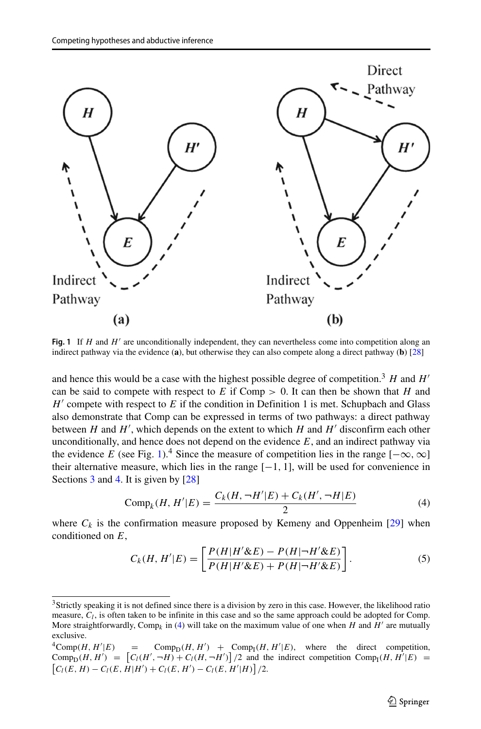Fig. 1 If $H$ and $H'$ are unconditionally independent, they can nevertheless come into competition along an indirect pathway via the evidence (**a**), but otherwise they can also compete along a direct pathway (**b**) [28]

and hence this would be a case with the highest possible degree of competition.[3] $H$ and $H'$ can be said to compete with respect to $E$ if Comp $> 0$. It can then be shown that $H$ and $H'$ compete with respect to $E$ if the condition in Definition 1 is met. Schupbach and Glass also demonstrate that Comp can be expressed in terms of two pathways: a direct pathway between $H$ and $H'$, which depends on the extent to which $H$ and $H'$ disconfirm each other unconditionally, and hence does not depend on the evidence $E$, and an indirect pathway via the evidence $E$ (see Fig. 1).[4] Since the measure of competition lies in the range $[-\infty, \infty]$ their alternative measure, which lies in the range $[-1, 1]$, will be used for convenience in Sections 3 and 4. It is given by [28]

$$\text{Comp}_k(H, H'|E) = \frac{C_k(H, \neg H'|E) + C_k(H', \neg H|E)}{2} \tag{4}$$

where $C_k$ is the confirmation measure proposed by Kemeny and Oppenheim [29] when conditioned on $E$,

$$C_k(H, H'|E) = \left[\frac{P(H|H'\&E) - P(H|\neg H'\&E)}{P(H|H'\&E) + P(H|\neg H'\&E)}\right]. \tag{5}$$

---

[3] Strictly speaking it is not defined since there is a division by zero in this case. However, the likelihood ratio measure, $C_l$, is often taken to be infinite in this case and so the same approach could be adopted for Comp. More straightforwardly, $\text{Comp}_k$ in (4) will take on the maximum value of one when $H$ and $H'$ are mutually exclusive.

[4] $\text{Comp}(H, H'|E) = \text{Comp}_\text{D}(H, H') + \text{Comp}_\text{I}(H, H'|E)$, where the direct competition, $\text{Comp}_\text{D}(H, H') = \left[C_l(H', \neg H) + C_l(H, \neg H')\right]/2$ and the indirect competition $\text{Comp}_\text{I}(H, H'|E) = \left[C_l(E, H) - C_l(E, H|H') + C_l(E, H') - C_l(E, H'|H)\right]/2$.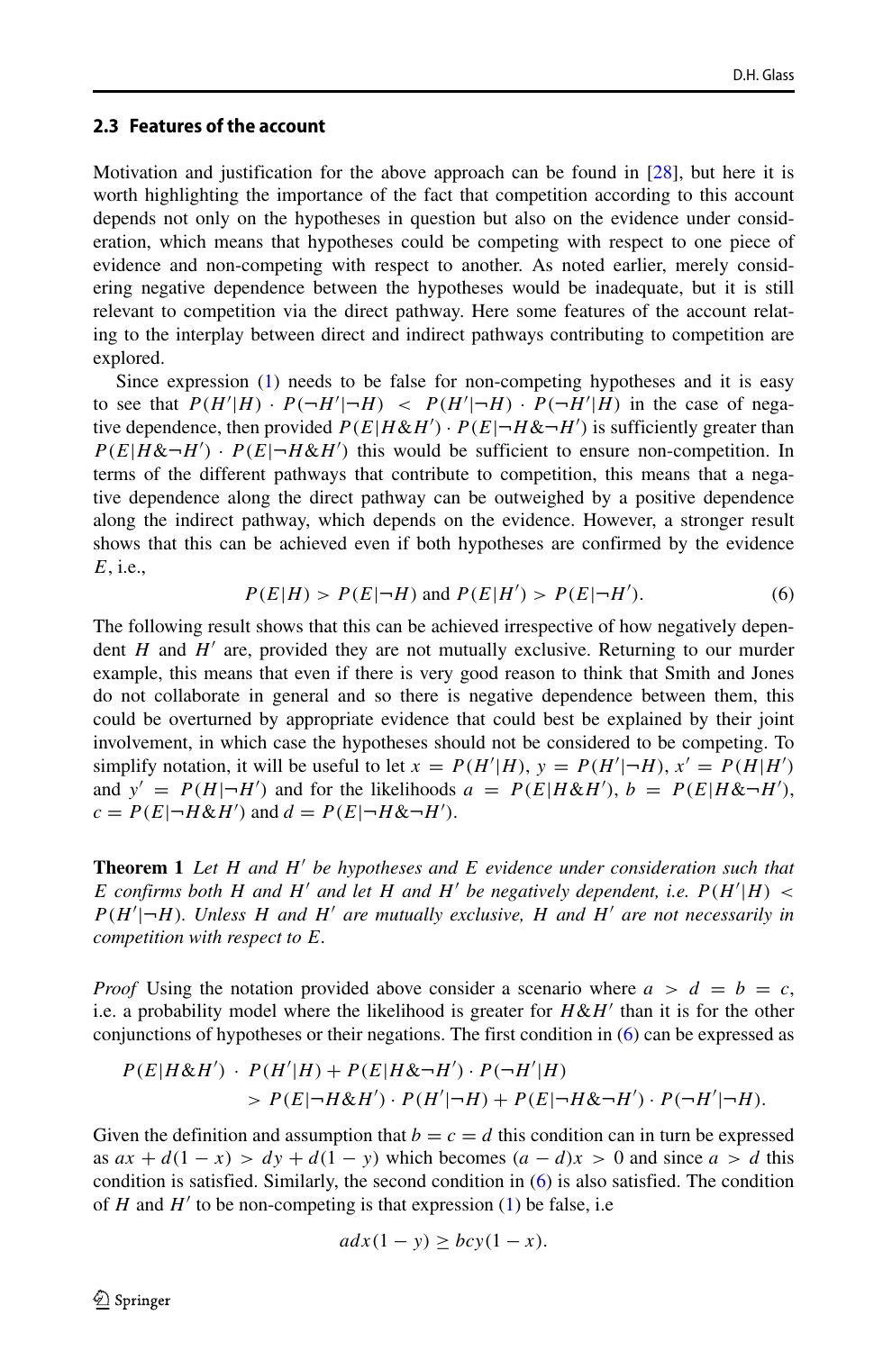### 2.3 Features of the account

Motivation and justification for the above approach can be found in [28], but here it is worth highlighting the importance of the fact that competition according to this account depends not only on the hypotheses in question but also on the evidence under consideration, which means that hypotheses could be competing with respect to one piece of evidence and non-competing with respect to another. As noted earlier, merely considering negative dependence between the hypotheses would be inadequate, but it is still relevant to competition via the direct pathway. Here some features of the account relating to the interplay between direct and indirect pathways contributing to competition are explored.

Since expression (1) needs to be false for non-competing hypotheses and it is easy to see that $P(H'|H) \cdot P(\neg H'|\neg H) < P(H'|\neg H) \cdot P(\neg H'|H)$ in the case of negative dependence, then provided $P(E|H\&H') \cdot P(E|\neg H\&\neg H')$ is sufficiently greater than $P(E|H\&\neg H') \cdot P(E|\neg H\&H')$ this would be sufficient to ensure non-competition. In terms of the different pathways that contribute to competition, this means that a negative dependence along the direct pathway can be outweighed by a positive dependence along the indirect pathway, which depends on the evidence. However, a stronger result shows that this can be achieved even if both hypotheses are confirmed by the evidence $E$, i.e.,

$$P(E|H) > P(E|\neg H) \text{ and } P(E|H') > P(E|\neg H'). \tag{6}$$

The following result shows that this can be achieved irrespective of how negatively dependent $H$ and $H'$ are, provided they are not mutually exclusive. Returning to our murder example, this means that even if there is very good reason to think that Smith and Jones do not collaborate in general and so there is negative dependence between them, this could be overturned by appropriate evidence that could best be explained by their joint involvement, in which case the hypotheses should not be considered to be competing. To simplify notation, it will be useful to let $x = P(H'|H)$, $y = P(H'|\neg H)$, $x' = P(H|H')$ and $y' = P(H|\neg H')$ and for the likelihoods $a = P(E|H\&H')$, $b = P(E|H\&\neg H')$, $c = P(E|\neg H\&H')$ and $d = P(E|\neg H\&\neg H')$.

**Theorem 1** *Let $H$ and $H'$ be hypotheses and $E$ evidence under consideration such that $E$ confirms both $H$ and $H'$ and let $H$ and $H'$ be negatively dependent, i.e. $P(H'|H) < P(H'|\neg H)$. Unless $H$ and $H'$ are mutually exclusive, $H$ and $H'$ are not necessarily in competition with respect to $E$.*

*Proof* Using the notation provided above consider a scenario where $a > d = b = c$, i.e. a probability model where the likelihood is greater for $H\&H'$ than it is for the other conjunctions of hypotheses or their negations. The first condition in (6) can be expressed as

$$P(E|H\&H') \cdot P(H'|H) + P(E|H\&\neg H') \cdot P(\neg H'|H)$$
$$> P(E|\neg H\&H') \cdot P(H'|\neg H) + P(E|\neg H\&\neg H') \cdot P(\neg H'|\neg H).$$

Given the definition and assumption that $b = c = d$ this condition can in turn be expressed as $ax + d(1 - x) > dy + d(1 - y)$ which becomes $(a - d)x > 0$ and since $a > d$ this condition is satisfied. Similarly, the second condition in (6) is also satisfied. The condition of $H$ and $H'$ to be non-competing is that expression (1) be false, i.e

$$adx(1 - y) \geq bcy(1 - x).$$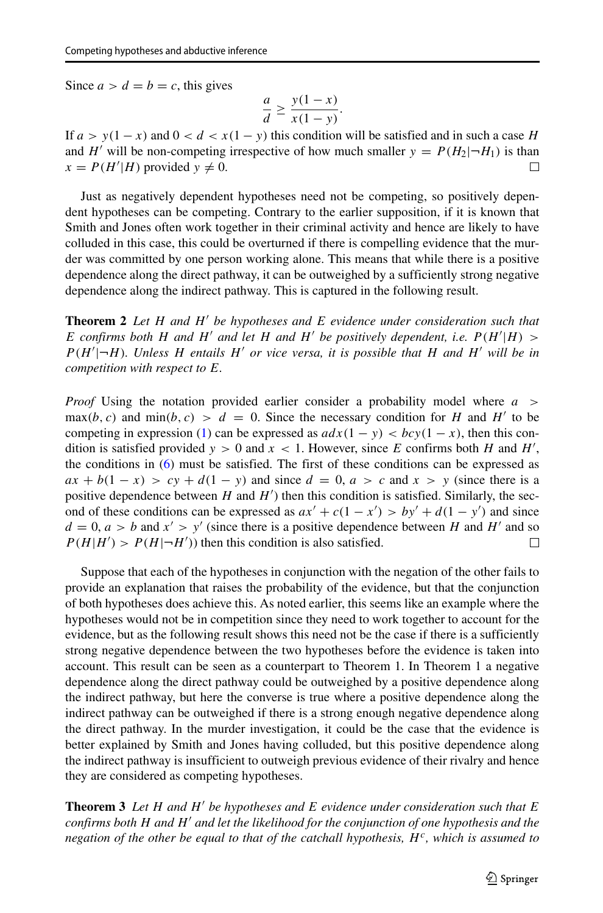Since $a > d = b = c$, this gives

$$\frac{a}{d} \geq \frac{y(1-x)}{x(1-y)}.$$

If $a > y(1-x)$ and $0 < d < x(1-y)$ this condition will be satisfied and in such a case $H$ and $H'$ will be non-competing irrespective of how much smaller $y = P(H_2|\neg H_1)$ is than $x = P(H'|H)$ provided $y \neq 0$. □

Just as negatively dependent hypotheses need not be competing, so positively dependent hypotheses can be competing. Contrary to the earlier supposition, if it is known that Smith and Jones often work together in their criminal activity and hence are likely to have colluded in this case, this could be overturned if there is compelling evidence that the murder was committed by one person working alone. This means that while there is a positive dependence along the direct pathway, it can be outweighed by a sufficiently strong negative dependence along the indirect pathway. This is captured in the following result.

**Theorem 2** *Let $H$ and $H'$ be hypotheses and $E$ evidence under consideration such that $E$ confirms both $H$ and $H'$ and let $H$ and $H'$ be positively dependent, i.e. $P(H'|H) > P(H'|\neg H)$. Unless $H$ entails $H'$ or vice versa, it is possible that $H$ and $H'$ will be in competition with respect to $E$.*

*Proof* Using the notation provided earlier consider a probability model where $a > \max(b, c)$ and $\min(b, c) > d = 0$. Since the necessary condition for $H$ and $H'$ to be competing in expression (1) can be expressed as $adx(1-y) < bcy(1-x)$, then this condition is satisfied provided $y > 0$ and $x < 1$. However, since $E$ confirms both $H$ and $H'$, the conditions in (6) must be satisfied. The first of these conditions can be expressed as $ax + b(1-x) > cy + d(1-y)$ and since $d = 0$, $a > c$ and $x > y$ (since there is a positive dependence between $H$ and $H'$) then this condition is satisfied. Similarly, the second of these conditions can be expressed as $ax' + c(1-x') > by' + d(1-y')$ and since $d = 0$, $a > b$ and $x' > y'$ (since there is a positive dependence between $H$ and $H'$ and so $P(H|H') > P(H|\neg H')$) then this condition is also satisfied. □

Suppose that each of the hypotheses in conjunction with the negation of the other fails to provide an explanation that raises the probability of the evidence, but that the conjunction of both hypotheses does achieve this. As noted earlier, this seems like an example where the hypotheses would not be in competition since they need to work together to account for the evidence, but as the following result shows this need not be the case if there is a sufficiently strong negative dependence between the two hypotheses before the evidence is taken into account. This result can be seen as a counterpart to Theorem 1. In Theorem 1 a negative dependence along the direct pathway could be outweighed by a positive dependence along the indirect pathway, but here the converse is true where a positive dependence along the indirect pathway can be outweighed if there is a strong enough negative dependence along the direct pathway. In the murder investigation, it could be the case that the evidence is better explained by Smith and Jones having colluded, but this positive dependence along the indirect pathway is insufficient to outweigh previous evidence of their rivalry and hence they are considered as competing hypotheses.

**Theorem 3** *Let $H$ and $H'$ be hypotheses and $E$ evidence under consideration such that $E$ confirms both $H$ and $H'$ and let the likelihood for the conjunction of one hypothesis and the negation of the other be equal to that of the catchall hypothesis, $H^c$, which is assumed to*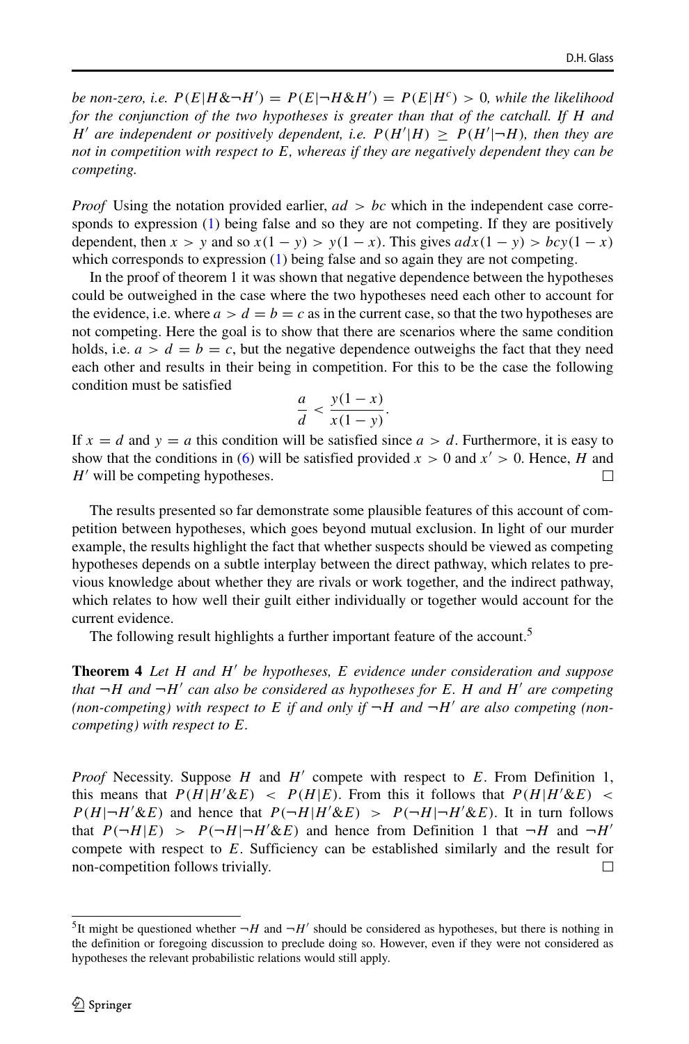*be non-zero, i.e.* $P(E|H\&\neg H') = P(E|\neg H\&H') = P(E|H^c) > 0$*, while the likelihood for the conjunction of the two hypotheses is greater than that of the catchall. If* $H$ *and* $H'$ *are independent or positively dependent, i.e.* $P(H'|H) \geq P(H'|\neg H)$*, then they are not in competition with respect to* $E$*, whereas if they are negatively dependent they can be competing.*

*Proof* Using the notation provided earlier, $ad > bc$ which in the independent case corresponds to expression (1) being false and so they are not competing. If they are positively dependent, then $x > y$ and so $x(1-y) > y(1-x)$. This gives $adx(1-y) > bcy(1-x)$ which corresponds to expression (1) being false and so again they are not competing.

In the proof of theorem 1 it was shown that negative dependence between the hypotheses could be outweighed in the case where the two hypotheses need each other to account for the evidence, i.e. where $a > d = b = c$ as in the current case, so that the two hypotheses are not competing. Here the goal is to show that there are scenarios where the same condition holds, i.e. $a > d = b = c$, but the negative dependence outweighs the fact that they need each other and results in their being in competition. For this to be the case the following condition must be satisfied

$$\frac{a}{d} < \frac{y(1-x)}{x(1-y)}.$$

If $x = d$ and $y = a$ this condition will be satisfied since $a > d$. Furthermore, it is easy to show that the conditions in (6) will be satisfied provided $x > 0$ and $x' > 0$. Hence, $H$ and $H'$ will be competing hypotheses. □

The results presented so far demonstrate some plausible features of this account of competition between hypotheses, which goes beyond mutual exclusion. In light of our murder example, the results highlight the fact that whether suspects should be viewed as competing hypotheses depends on a subtle interplay between the direct pathway, which relates to previous knowledge about whether they are rivals or work together, and the indirect pathway, which relates to how well their guilt either individually or together would account for the current evidence.

The following result highlights a further important feature of the account.[5]

**Theorem 4** *Let* $H$ *and* $H'$ *be hypotheses,* $E$ *evidence under consideration and suppose that* $\neg H$ *and* $\neg H'$ *can also be considered as hypotheses for* $E$*.* $H$ *and* $H'$ *are competing (non-competing) with respect to* $E$ *if and only if* $\neg H$ *and* $\neg H'$ *are also competing (non-competing) with respect to* $E$*.*

*Proof* Necessity. Suppose $H$ and $H'$ compete with respect to $E$. From Definition 1, this means that $P(H|H'\&E) < P(H|E)$. From this it follows that $P(H|H'\&E) < P(H|\neg H'\&E)$ and hence that $P(\neg H|H'\&E) > P(\neg H|\neg H'\&E)$. It in turn follows that $P(\neg H|E) > P(\neg H|\neg H'\&E)$ and hence from Definition 1 that $\neg H$ and $\neg H'$ compete with respect to $E$. Sufficiency can be established similarly and the result for non-competition follows trivially. □

[5] It might be questioned whether $\neg H$ and $\neg H'$ should be considered as hypotheses, but there is nothing in the definition or foregoing discussion to preclude doing so. However, even if they were not considered as hypotheses the relevant probabilistic relations would still apply.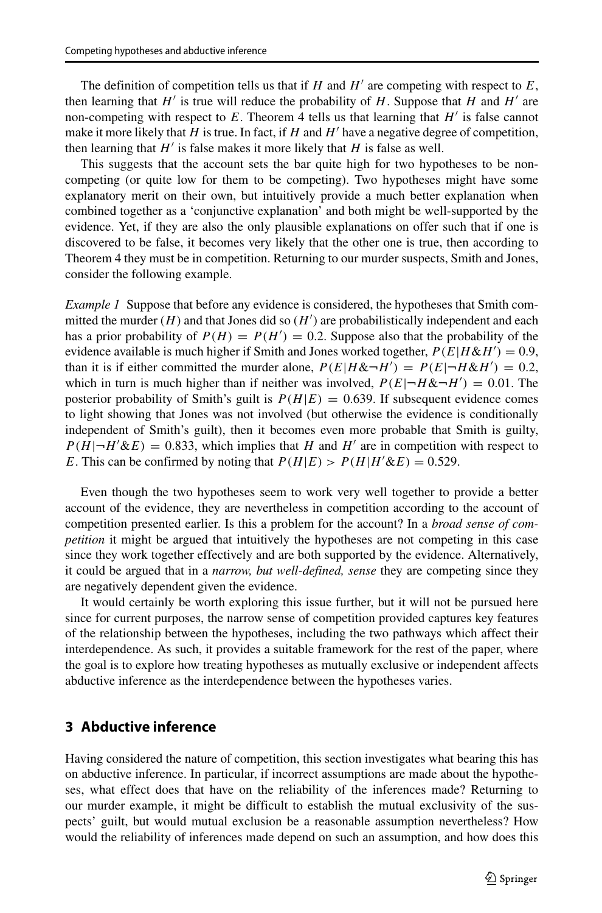The definition of competition tells us that if $H$ and $H'$ are competing with respect to $E$, then learning that $H'$ is true will reduce the probability of $H$. Suppose that $H$ and $H'$ are non-competing with respect to $E$. Theorem 4 tells us that learning that $H'$ is false cannot make it more likely that $H$ is true. In fact, if $H$ and $H'$ have a negative degree of competition, then learning that $H'$ is false makes it more likely that $H$ is false as well.

This suggests that the account sets the bar quite high for two hypotheses to be non-competing (or quite low for them to be competing). Two hypotheses might have some explanatory merit on their own, but intuitively provide a much better explanation when combined together as a 'conjunctive explanation' and both might be well-supported by the evidence. Yet, if they are also the only plausible explanations on offer such that if one is discovered to be false, it becomes very likely that the other one is true, then according to Theorem 4 they must be in competition. Returning to our murder suspects, Smith and Jones, consider the following example.

*Example 1* Suppose that before any evidence is considered, the hypotheses that Smith committed the murder ($H$) and that Jones did so ($H'$) are probabilistically independent and each has a prior probability of $P(H) = P(H') = 0.2$. Suppose also that the probability of the evidence available is much higher if Smith and Jones worked together, $P(E|H\&H') = 0.9$, than it is if either committed the murder alone, $P(E|H\&\neg H') = P(E|\neg H\&H') = 0.2$, which in turn is much higher than if neither was involved, $P(E|\neg H\&\neg H') = 0.01$. The posterior probability of Smith's guilt is $P(H|E) = 0.639$. If subsequent evidence comes to light showing that Jones was not involved (but otherwise the evidence is conditionally independent of Smith's guilt), then it becomes even more probable that Smith is guilty, $P(H|\neg H'\&E) = 0.833$, which implies that $H$ and $H'$ are in competition with respect to $E$. This can be confirmed by noting that $P(H|E) > P(H|H'\&E) = 0.529$.

Even though the two hypotheses seem to work very well together to provide a better account of the evidence, they are nevertheless in competition according to the account of competition presented earlier. Is this a problem for the account? In a *broad sense of competition* it might be argued that intuitively the hypotheses are not competing in this case since they work together effectively and are both supported by the evidence. Alternatively, it could be argued that in a *narrow, but well-defined, sense* they are competing since they are negatively dependent given the evidence.

It would certainly be worth exploring this issue further, but it will not be pursued here since for current purposes, the narrow sense of competition provided captures key features of the relationship between the hypotheses, including the two pathways which affect their interdependence. As such, it provides a suitable framework for the rest of the paper, where the goal is to explore how treating hypotheses as mutually exclusive or independent affects abductive inference as the interdependence between the hypotheses varies.

## 3 Abductive inference

Having considered the nature of competition, this section investigates what bearing this has on abductive inference. In particular, if incorrect assumptions are made about the hypotheses, what effect does that have on the reliability of the inferences made? Returning to our murder example, it might be difficult to establish the mutual exclusivity of the suspects' guilt, but would mutual exclusion be a reasonable assumption nevertheless? How would the reliability of inferences made depend on such an assumption, and how does this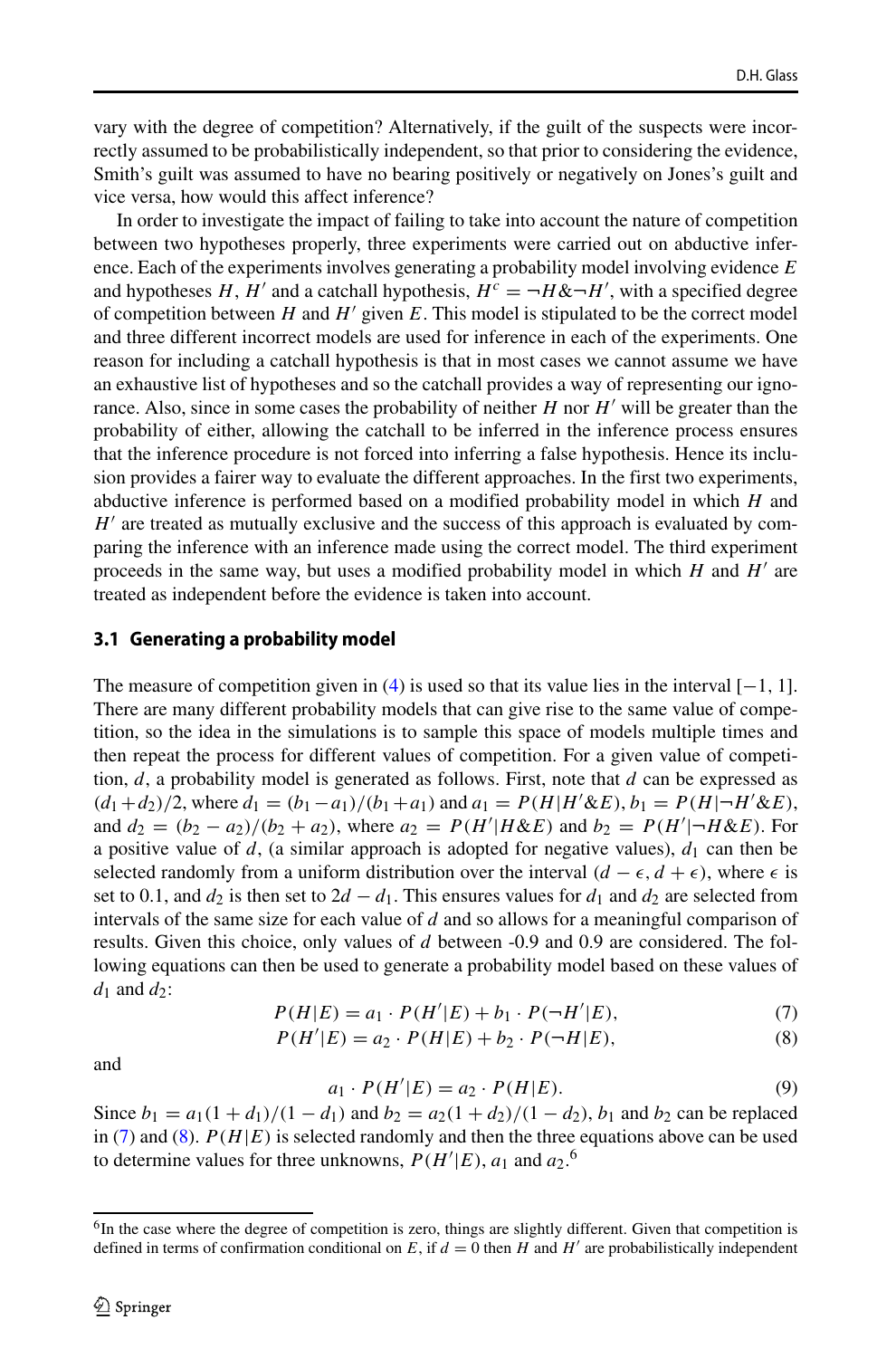vary with the degree of competition? Alternatively, if the guilt of the suspects were incorrectly assumed to be probabilistically independent, so that prior to considering the evidence, Smith's guilt was assumed to have no bearing positively or negatively on Jones's guilt and vice versa, how would this affect inference?

In order to investigate the impact of failing to take into account the nature of competition between two hypotheses properly, three experiments were carried out on abductive inference. Each of the experiments involves generating a probability model involving evidence $E$ and hypotheses $H$, $H'$ and a catchall hypothesis, $H^c = \neg H \& \neg H'$, with a specified degree of competition between $H$ and $H'$ given $E$. This model is stipulated to be the correct model and three different incorrect models are used for inference in each of the experiments. One reason for including a catchall hypothesis is that in most cases we cannot assume we have an exhaustive list of hypotheses and so the catchall provides a way of representing our ignorance. Also, since in some cases the probability of neither $H$ nor $H'$ will be greater than the probability of either, allowing the catchall to be inferred in the inference process ensures that the inference procedure is not forced into inferring a false hypothesis. Hence its inclusion provides a fairer way to evaluate the different approaches. In the first two experiments, abductive inference is performed based on a modified probability model in which $H$ and $H'$ are treated as mutually exclusive and the success of this approach is evaluated by comparing the inference with an inference made using the correct model. The third experiment proceeds in the same way, but uses a modified probability model in which $H$ and $H'$ are treated as independent before the evidence is taken into account.

### 3.1 Generating a probability model

The measure of competition given in (4) is used so that its value lies in the interval $[-1, 1]$. There are many different probability models that can give rise to the same value of competition, so the idea in the simulations is to sample this space of models multiple times and then repeat the process for different values of competition. For a given value of competition, $d$, a probability model is generated as follows. First, note that $d$ can be expressed as $(d_1 + d_2)/2$, where $d_1 = (b_1 - a_1)/(b_1 + a_1)$ and $a_1 = P(H|H' \& E)$, $b_1 = P(H|\neg H' \& E)$, and $d_2 = (b_2 - a_2)/(b_2 + a_2)$, where $a_2 = P(H'|H \& E)$ and $b_2 = P(H'|\neg H \& E)$. For a positive value of $d$, (a similar approach is adopted for negative values), $d_1$ can then be selected randomly from a uniform distribution over the interval $(d - \epsilon, d + \epsilon)$, where $\epsilon$ is set to 0.1, and $d_2$ is then set to $2d - d_1$. This ensures values for $d_1$ and $d_2$ are selected from intervals of the same size for each value of $d$ and so allows for a meaningful comparison of results. Given this choice, only values of $d$ between -0.9 and 0.9 are considered. The following equations can then be used to generate a probability model based on these values of $d_1$ and $d_2$:

$$P(H|E) = a_1 \cdot P(H'|E) + b_1 \cdot P(\neg H'|E), \tag{7}$$

$$P(H'|E) = a_2 \cdot P(H|E) + b_2 \cdot P(\neg H|E), \tag{8}$$

and

$$a_1 \cdot P(H'|E) = a_2 \cdot P(H|E). \tag{9}$$

Since $b_1 = a_1(1 + d_1)/(1 - d_1)$ and $b_2 = a_2(1 + d_2)/(1 - d_2)$, $b_1$ and $b_2$ can be replaced in (7) and (8). $P(H|E)$ is selected randomly and then the three equations above can be used to determine values for three unknowns, $P(H'|E)$, $a_1$ and $a_2$.[6]

[6] In the case where the degree of competition is zero, things are slightly different. Given that competition is defined in terms of confirmation conditional on $E$, if $d = 0$ then $H$ and $H'$ are probabilistically independent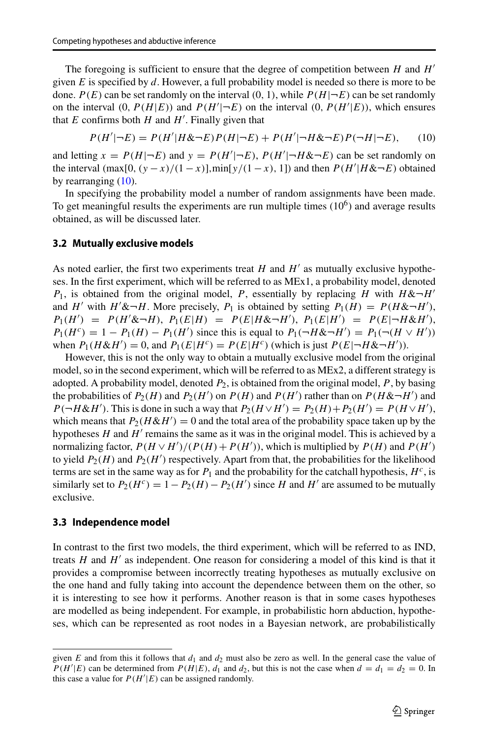The foregoing is sufficient to ensure that the degree of competition between $H$ and $H'$ given $E$ is specified by $d$. However, a full probability model is needed so there is more to be done. $P(E)$ can be set randomly on the interval (0, 1), while $P(H|\neg E)$ can be set randomly on the interval $(0, P(H|E))$ and $P(H'|\neg E)$ on the interval $(0, P(H'|E))$, which ensures that $E$ confirms both $H$ and $H'$. Finally given that

$$P(H'|\neg E) = P(H'|H\&\neg E)P(H|\neg E) + P(H'|\neg H\&\neg E)P(\neg H|\neg E), \tag{10}$$

and letting $x = P(H|\neg E)$ and $y = P(H'|\neg E)$, $P(H'|\neg H\&\neg E)$ can be set randomly on the interval $(\max[0, (y-x)/(1-x)], \min[y/(1-x), 1])$ and then $P(H'|H\&\neg E)$ obtained by rearranging (10).

In specifying the probability model a number of random assignments have been made. To get meaningful results the experiments are run multiple times ($10^6$) and average results obtained, as will be discussed later.

### 3.2 Mutually exclusive models

As noted earlier, the first two experiments treat $H$ and $H'$ as mutually exclusive hypotheses. In the first experiment, which will be referred to as MEx1, a probability model, denoted $P_1$, is obtained from the original model, $P$, essentially by replacing $H$ with $H\&\neg H'$ and $H'$ with $H'\&\neg H$. More precisely, $P_1$ is obtained by setting $P_1(H) = P(H\&\neg H')$, $P_1(H') = P(H'\&\neg H)$, $P_1(E|H) = P(E|H\&\neg H')$, $P_1(E|H') = P(E|\neg H\&H')$, $P_1(H^c) = 1 - P_1(H) - P_1(H')$ since this is equal to $P_1(\neg H\&\neg H') = P_1(\neg(H \vee H'))$ when $P_1(H\&H') = 0$, and $P_1(E|H^c) = P(E|H^c)$ (which is just $P(E|\neg H\&\neg H')$).

However, this is not the only way to obtain a mutually exclusive model from the original model, so in the second experiment, which will be referred to as MEx2, a different strategy is adopted. A probability model, denoted $P_2$, is obtained from the original model, $P$, by basing the probabilities of $P_2(H)$ and $P_2(H')$ on $P(H)$ and $P(H')$ rather than on $P(H\&\neg H')$ and $P(\neg H\&H')$. This is done in such a way that $P_2(H \vee H') = P_2(H) + P_2(H') = P(H \vee H')$, which means that $P_2(H\&H') = 0$ and the total area of the probability space taken up by the hypotheses $H$ and $H'$ remains the same as it was in the original model. This is achieved by a normalizing factor, $P(H \vee H')/(P(H) + P(H'))$, which is multiplied by $P(H)$ and $P(H')$ to yield $P_2(H)$ and $P_2(H')$ respectively. Apart from that, the probabilities for the likelihood terms are set in the same way as for $P_1$ and the probability for the catchall hypothesis, $H^c$, is similarly set to $P_2(H^c) = 1 - P_2(H) - P_2(H')$ since $H$ and $H'$ are assumed to be mutually exclusive.

### 3.3 Independence model

In contrast to the first two models, the third experiment, which will be referred to as IND, treats $H$ and $H'$ as independent. One reason for considering a model of this kind is that it provides a compromise between incorrectly treating hypotheses as mutually exclusive on the one hand and fully taking into account the dependence between them on the other, so it is interesting to see how it performs. Another reason is that in some cases hypotheses are modelled as being independent. For example, in probabilistic horn abduction, hypotheses, which can be represented as root nodes in a Bayesian network, are probabilistically

given $E$ and from this it follows that $d_1$ and $d_2$ must also be zero as well. In the general case the value of $P(H'|E)$ can be determined from $P(H|E)$, $d_1$ and $d_2$, but this is not the case when $d = d_1 = d_2 = 0$. In this case a value for $P(H'|E)$ can be assigned randomly.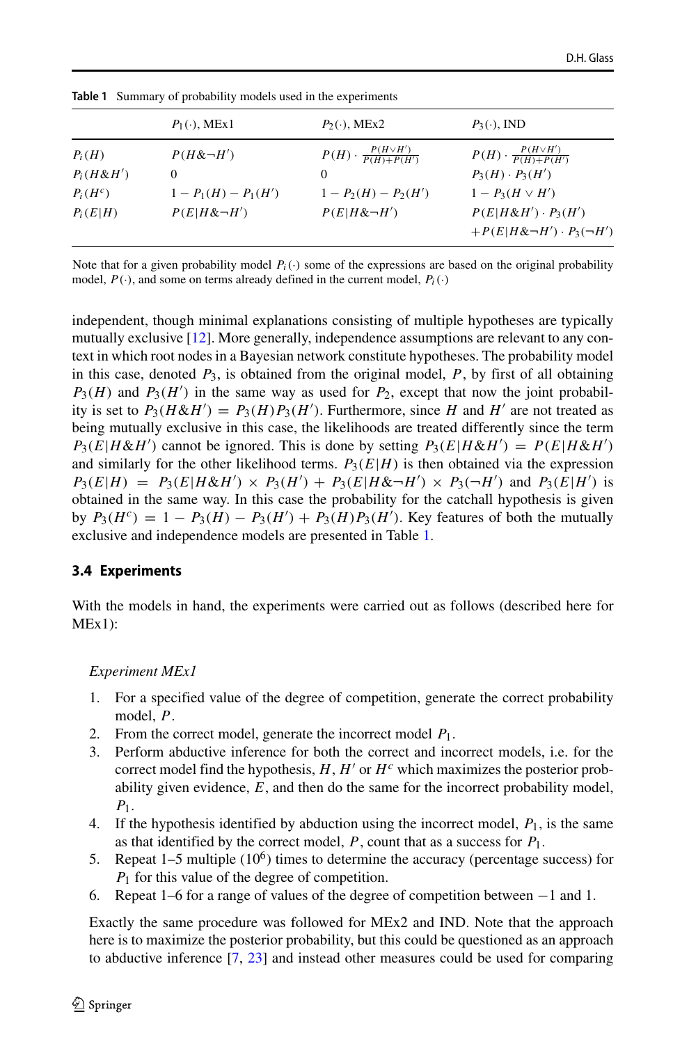**Table 1** Summary of probability models used in the experiments

| | $P_1(\cdot)$, MEx1 | $P_2(\cdot)$, MEx2 | $P_3(\cdot)$, IND |
|---|---|---|---|
| $P_i(H)$ | $P(H\&\neg H')$ | $P(H)\cdot\frac{P(H\vee H')}{P(H)+P(H')}$ | $P(H)\cdot\frac{P(H\vee H')}{P(H)+P(H')}$ |
| $P_i(H\&H')$ | 0 | 0 | $P_3(H)\cdot P_3(H')$ |
| $P_i(H^c)$ | $1-P_1(H)-P_1(H')$ | $1-P_2(H)-P_2(H')$ | $1-P_3(H\vee H')$ |
| $P_i(E\|H)$ | $P(E\|H\&\neg H')$ | $P(E\|H\&\neg H')$ | $P(E\|H\&H')\cdot P_3(H')$ $+P(E\|H\&\neg H')\cdot P_3(\neg H')$ |

Note that for a given probability model $P_i(\cdot)$ some of the expressions are based on the original probability model, $P(\cdot)$, and some on terms already defined in the current model, $P_i(\cdot)$

independent, though minimal explanations consisting of multiple hypotheses are typically mutually exclusive [12]. More generally, independence assumptions are relevant to any context in which root nodes in a Bayesian network constitute hypotheses. The probability model in this case, denoted $P_3$, is obtained from the original model, $P$, by first of all obtaining $P_3(H)$ and $P_3(H')$ in the same way as used for $P_2$, except that now the joint probability is set to $P_3(H\&H') = P_3(H)P_3(H')$. Furthermore, since $H$ and $H'$ are not treated as being mutually exclusive in this case, the likelihoods are treated differently since the term $P_3(E|H\&H')$ cannot be ignored. This is done by setting $P_3(E|H\&H') = P(E|H\&H')$ and similarly for the other likelihood terms. $P_3(E|H)$ is then obtained via the expression $P_3(E|H) = P_3(E|H\&H') \times P_3(H') + P_3(E|H\&\neg H') \times P_3(\neg H')$ and $P_3(E|H')$ is obtained in the same way. In this case the probability for the catchall hypothesis is given by $P_3(H^c) = 1 - P_3(H) - P_3(H') + P_3(H)P_3(H')$. Key features of both the mutually exclusive and independence models are presented in Table 1.

### 3.4 Experiments

With the models in hand, the experiments were carried out as follows (described here for MEx1):

*Experiment MEx1*

1. For a specified value of the degree of competition, generate the correct probability model, $P$.
2. From the correct model, generate the incorrect model $P_1$.
3. Perform abductive inference for both the correct and incorrect models, i.e. for the correct model find the hypothesis, $H$, $H'$ or $H^c$ which maximizes the posterior probability given evidence, $E$, and then do the same for the incorrect probability model, $P_1$.
4. If the hypothesis identified by abduction using the incorrect model, $P_1$, is the same as that identified by the correct model, $P$, count that as a success for $P_1$.
5. Repeat 1–5 multiple ($10^6$) times to determine the accuracy (percentage success) for $P_1$ for this value of the degree of competition.
6. Repeat 1–6 for a range of values of the degree of competition between $-1$ and 1.

Exactly the same procedure was followed for MEx2 and IND. Note that the approach here is to maximize the posterior probability, but this could be questioned as an approach to abductive inference [7, 23] and instead other measures could be used for comparing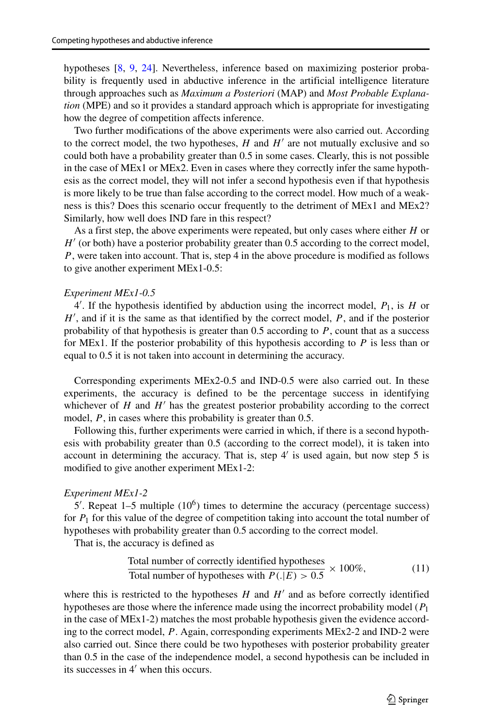hypotheses [8, 9, 24]. Nevertheless, inference based on maximizing posterior probability is frequently used in abductive inference in the artificial intelligence literature through approaches such as *Maximum a Posteriori* (MAP) and *Most Probable Explanation* (MPE) and so it provides a standard approach which is appropriate for investigating how the degree of competition affects inference.

Two further modifications of the above experiments were also carried out. According to the correct model, the two hypotheses, $H$ and $H'$ are not mutually exclusive and so could both have a probability greater than 0.5 in some cases. Clearly, this is not possible in the case of MEx1 or MEx2. Even in cases where they correctly infer the same hypothesis as the correct model, they will not infer a second hypothesis even if that hypothesis is more likely to be true than false according to the correct model. How much of a weakness is this? Does this scenario occur frequently to the detriment of MEx1 and MEx2? Similarly, how well does IND fare in this respect?

As a first step, the above experiments were repeated, but only cases where either $H$ or $H'$ (or both) have a posterior probability greater than 0.5 according to the correct model, $P$, were taken into account. That is, step 4 in the above procedure is modified as follows to give another experiment MEx1-0.5:

*Experiment MEx1-0.5*

$4'$. If the hypothesis identified by abduction using the incorrect model, $P_1$, is $H$ or $H'$, and if it is the same as that identified by the correct model, $P$, and if the posterior probability of that hypothesis is greater than 0.5 according to $P$, count that as a success for MEx1. If the posterior probability of this hypothesis according to $P$ is less than or equal to 0.5 it is not taken into account in determining the accuracy.

Corresponding experiments MEx2-0.5 and IND-0.5 were also carried out. In these experiments, the accuracy is defined to be the percentage success in identifying whichever of $H$ and $H'$ has the greatest posterior probability according to the correct model, $P$, in cases where this probability is greater than 0.5.

Following this, further experiments were carried in which, if there is a second hypothesis with probability greater than 0.5 (according to the correct model), it is taken into account in determining the accuracy. That is, step $4'$ is used again, but now step 5 is modified to give another experiment MEx1-2:

*Experiment MEx1-2*

$5'$. Repeat 1–5 multiple ($10^6$) times to determine the accuracy (percentage success) for $P_1$ for this value of the degree of competition taking into account the total number of hypotheses with probability greater than 0.5 according to the correct model.

That is, the accuracy is defined as

$$\frac{\text{Total number of correctly identified hypotheses}}{\text{Total number of hypotheses with } P(.|E) > 0.5} \times 100\%, \tag{11}$$

where this is restricted to the hypotheses $H$ and $H'$ and as before correctly identified hypotheses are those where the inference made using the incorrect probability model ($P_1$ in the case of MEx1-2) matches the most probable hypothesis given the evidence according to the correct model, $P$. Again, corresponding experiments MEx2-2 and IND-2 were also carried out. Since there could be two hypotheses with posterior probability greater than 0.5 in the case of the independence model, a second hypothesis can be included in its successes in $4'$ when this occurs.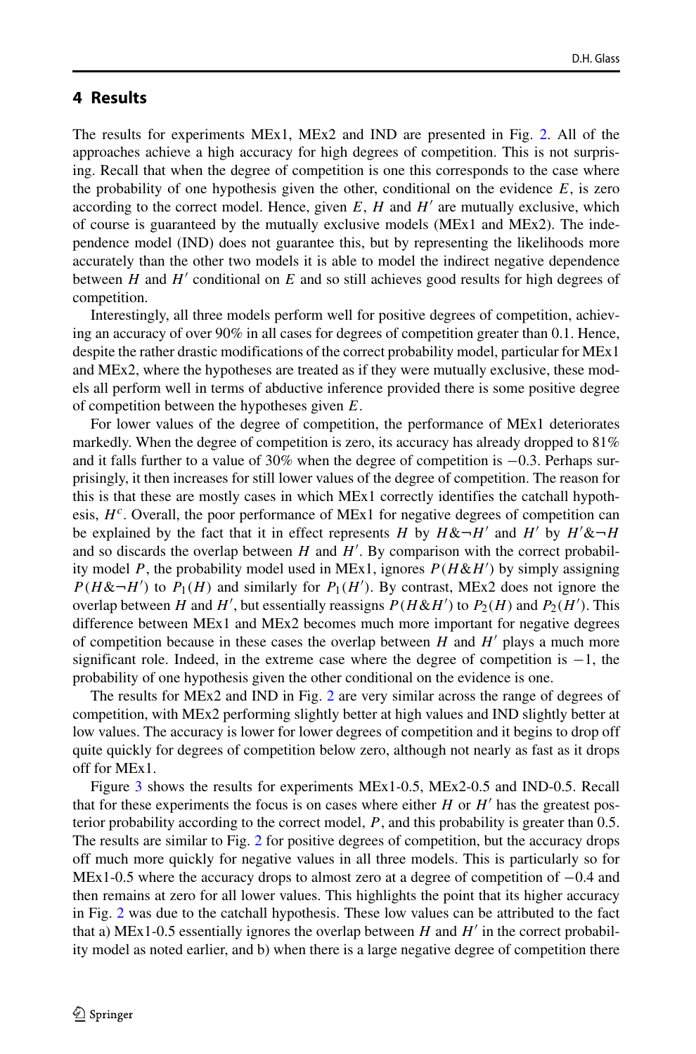## 4 Results

The results for experiments MEx1, MEx2 and IND are presented in Fig. 2. All of the approaches achieve a high accuracy for high degrees of competition. This is not surprising. Recall that when the degree of competition is one this corresponds to the case where the probability of one hypothesis given the other, conditional on the evidence $E$, is zero according to the correct model. Hence, given $E$, $H$ and $H'$ are mutually exclusive, which of course is guaranteed by the mutually exclusive models (MEx1 and MEx2). The independence model (IND) does not guarantee this, but by representing the likelihoods more accurately than the other two models it is able to model the indirect negative dependence between $H$ and $H'$ conditional on $E$ and so still achieves good results for high degrees of competition.

Interestingly, all three models perform well for positive degrees of competition, achieving an accuracy of over 90% in all cases for degrees of competition greater than 0.1. Hence, despite the rather drastic modifications of the correct probability model, particular for MEx1 and MEx2, where the hypotheses are treated as if they were mutually exclusive, these models all perform well in terms of abductive inference provided there is some positive degree of competition between the hypotheses given $E$.

For lower values of the degree of competition, the performance of MEx1 deteriorates markedly. When the degree of competition is zero, its accuracy has already dropped to 81% and it falls further to a value of 30% when the degree of competition is $-0.3$. Perhaps surprisingly, it then increases for still lower values of the degree of competition. The reason for this is that these are mostly cases in which MEx1 correctly identifies the catchall hypothesis, $H^c$. Overall, the poor performance of MEx1 for negative degrees of competition can be explained by the fact that it in effect represents $H$ by $H\&\neg H'$ and $H'$ by $H'\&\neg H$ and so discards the overlap between $H$ and $H'$. By comparison with the correct probability model $P$, the probability model used in MEx1, ignores $P(H\&H')$ by simply assigning $P(H\&\neg H')$ to $P_1(H)$ and similarly for $P_1(H')$. By contrast, MEx2 does not ignore the overlap between $H$ and $H'$, but essentially reassigns $P(H\&H')$ to $P_2(H)$ and $P_2(H')$. This difference between MEx1 and MEx2 becomes much more important for negative degrees of competition because in these cases the overlap between $H$ and $H'$ plays a much more significant role. Indeed, in the extreme case where the degree of competition is $-1$, the probability of one hypothesis given the other conditional on the evidence is one.

The results for MEx2 and IND in Fig. 2 are very similar across the range of degrees of competition, with MEx2 performing slightly better at high values and IND slightly better at low values. The accuracy is lower for lower degrees of competition and it begins to drop off quite quickly for degrees of competition below zero, although not nearly as fast as it drops off for MEx1.

Figure 3 shows the results for experiments MEx1-0.5, MEx2-0.5 and IND-0.5. Recall that for these experiments the focus is on cases where either $H$ or $H'$ has the greatest posterior probability according to the correct model, $P$, and this probability is greater than 0.5. The results are similar to Fig. 2 for positive degrees of competition, but the accuracy drops off much more quickly for negative values in all three models. This is particularly so for MEx1-0.5 where the accuracy drops to almost zero at a degree of competition of $-0.4$ and then remains at zero for all lower values. This highlights the point that its higher accuracy in Fig. 2 was due to the catchall hypothesis. These low values can be attributed to the fact that a) MEx1-0.5 essentially ignores the overlap between $H$ and $H'$ in the correct probability model as noted earlier, and b) when there is a large negative degree of competition there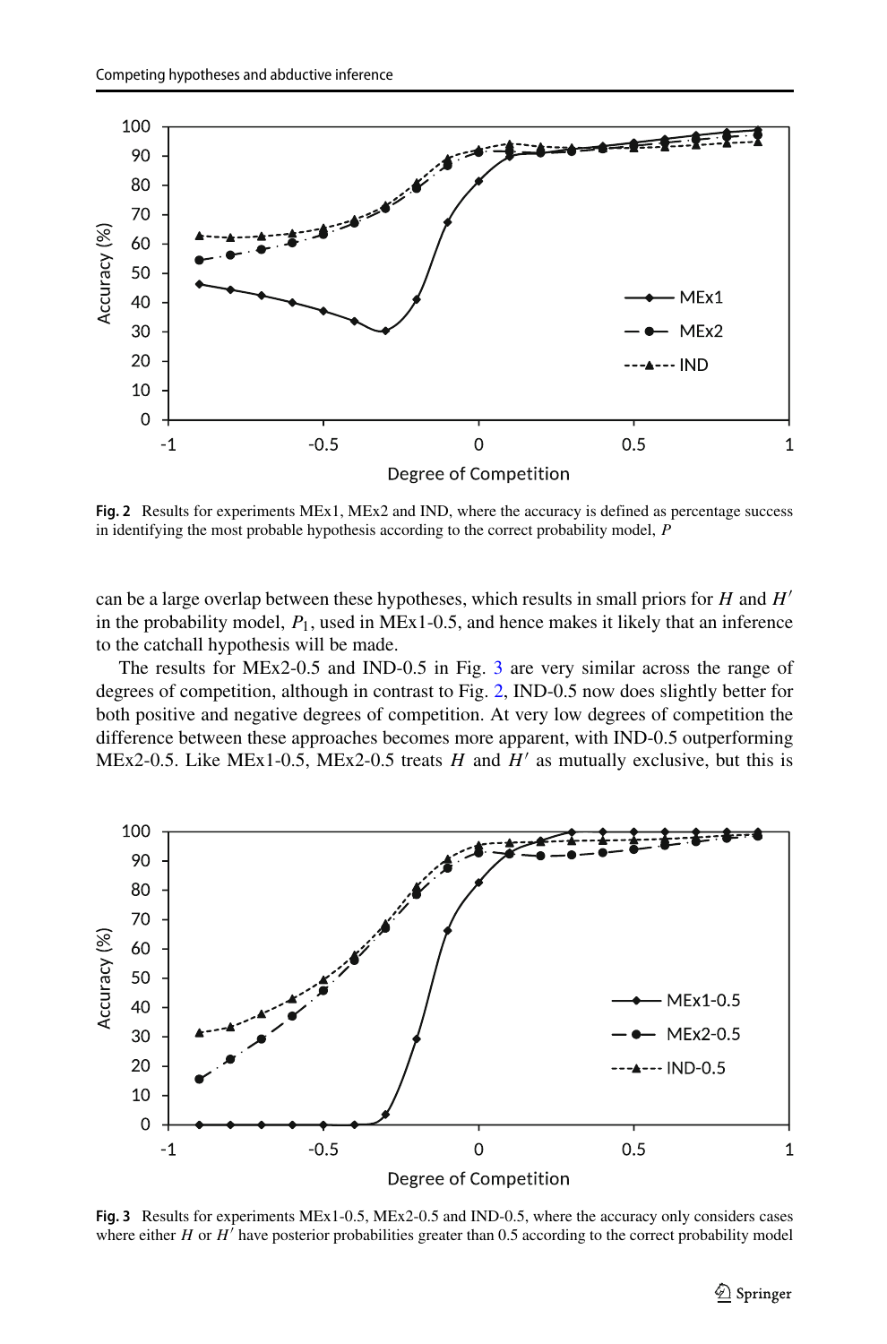**Fig. 2** Results for experiments MEx1, MEx2 and IND, where the accuracy is defined as percentage success in identifying the most probable hypothesis according to the correct probability model, $P$

can be a large overlap between these hypotheses, which results in small priors for $H$ and $H'$ in the probability model, $P_1$, used in MEx1-0.5, and hence makes it likely that an inference to the catchall hypothesis will be made.

The results for MEx2-0.5 and IND-0.5 in Fig. 3 are very similar across the range of degrees of competition, although in contrast to Fig. 2, IND-0.5 now does slightly better for both positive and negative degrees of competition. At very low degrees of competition the difference between these approaches becomes more apparent, with IND-0.5 outperforming MEx2-0.5. Like MEx1-0.5, MEx2-0.5 treats $H$ and $H'$ as mutually exclusive, but this is

**Fig. 3** Results for experiments MEx1-0.5, MEx2-0.5 and IND-0.5, where the accuracy only considers cases where either $H$ or $H'$ have posterior probabilities greater than 0.5 according to the correct probability model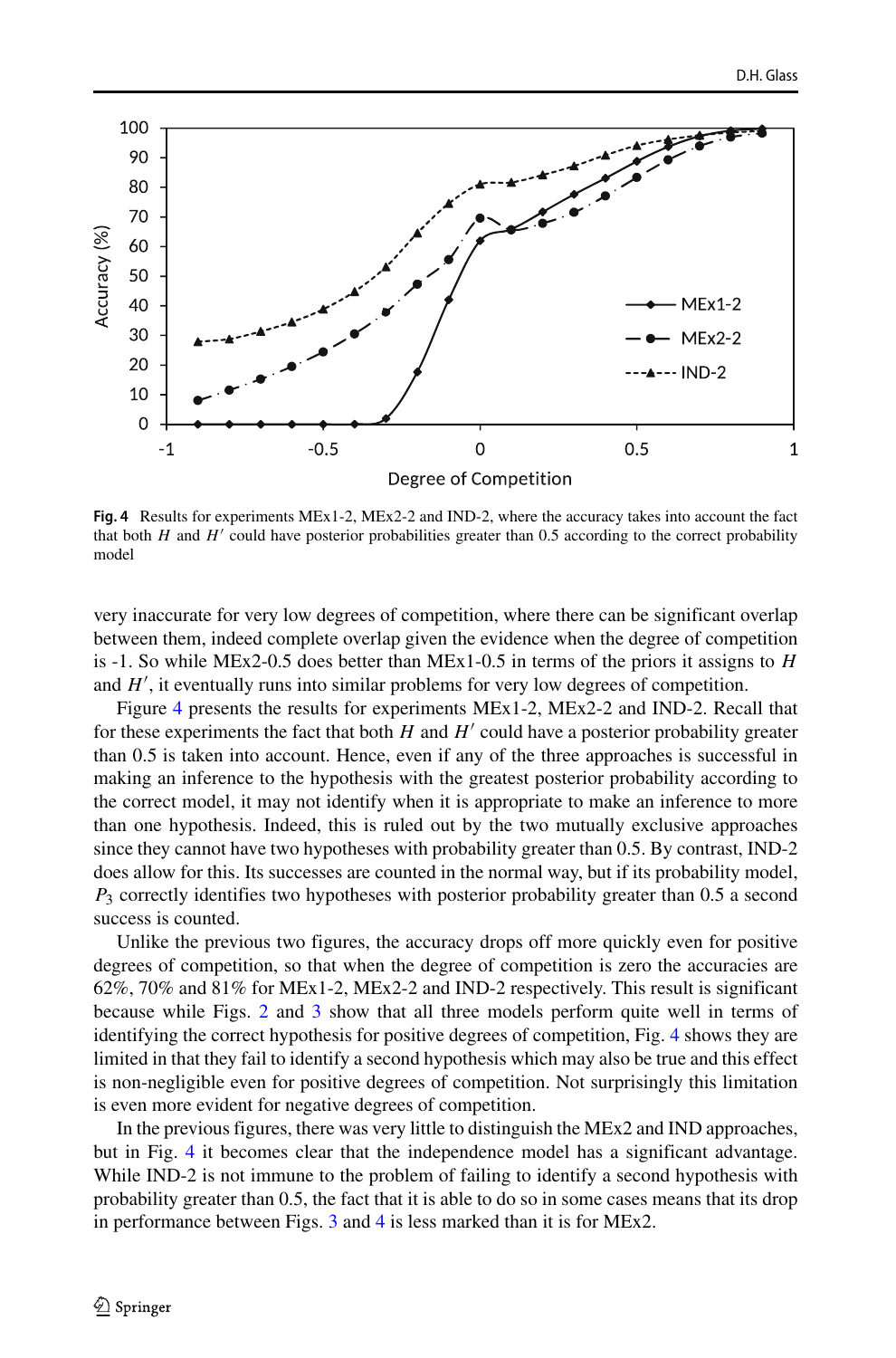Fig. 4 Results for experiments MEx1-2, MEx2-2 and IND-2, where the accuracy takes into account the fact that both $H$ and $H'$ could have posterior probabilities greater than 0.5 according to the correct probability model

very inaccurate for very low degrees of competition, where there can be significant overlap between them, indeed complete overlap given the evidence when the degree of competition is -1. So while MEx2-0.5 does better than MEx1-0.5 in terms of the priors it assigns to $H$ and $H'$, it eventually runs into similar problems for very low degrees of competition.

Figure 4 presents the results for experiments MEx1-2, MEx2-2 and IND-2. Recall that for these experiments the fact that both $H$ and $H'$ could have a posterior probability greater than 0.5 is taken into account. Hence, even if any of the three approaches is successful in making an inference to the hypothesis with the greatest posterior probability according to the correct model, it may not identify when it is appropriate to make an inference to more than one hypothesis. Indeed, this is ruled out by the two mutually exclusive approaches since they cannot have two hypotheses with probability greater than 0.5. By contrast, IND-2 does allow for this. Its successes are counted in the normal way, but if its probability model, $P_3$ correctly identifies two hypotheses with posterior probability greater than 0.5 a second success is counted.

Unlike the previous two figures, the accuracy drops off more quickly even for positive degrees of competition, so that when the degree of competition is zero the accuracies are 62%, 70% and 81% for MEx1-2, MEx2-2 and IND-2 respectively. This result is significant because while Figs. 2 and 3 show that all three models perform quite well in terms of identifying the correct hypothesis for positive degrees of competition, Fig. 4 shows they are limited in that they fail to identify a second hypothesis which may also be true and this effect is non-negligible even for positive degrees of competition. Not surprisingly this limitation is even more evident for negative degrees of competition.

In the previous figures, there was very little to distinguish the MEx2 and IND approaches, but in Fig. 4 it becomes clear that the independence model has a significant advantage. While IND-2 is not immune to the problem of failing to identify a second hypothesis with probability greater than 0.5, the fact that it is able to do so in some cases means that its drop in performance between Figs. 3 and 4 is less marked than it is for MEx2.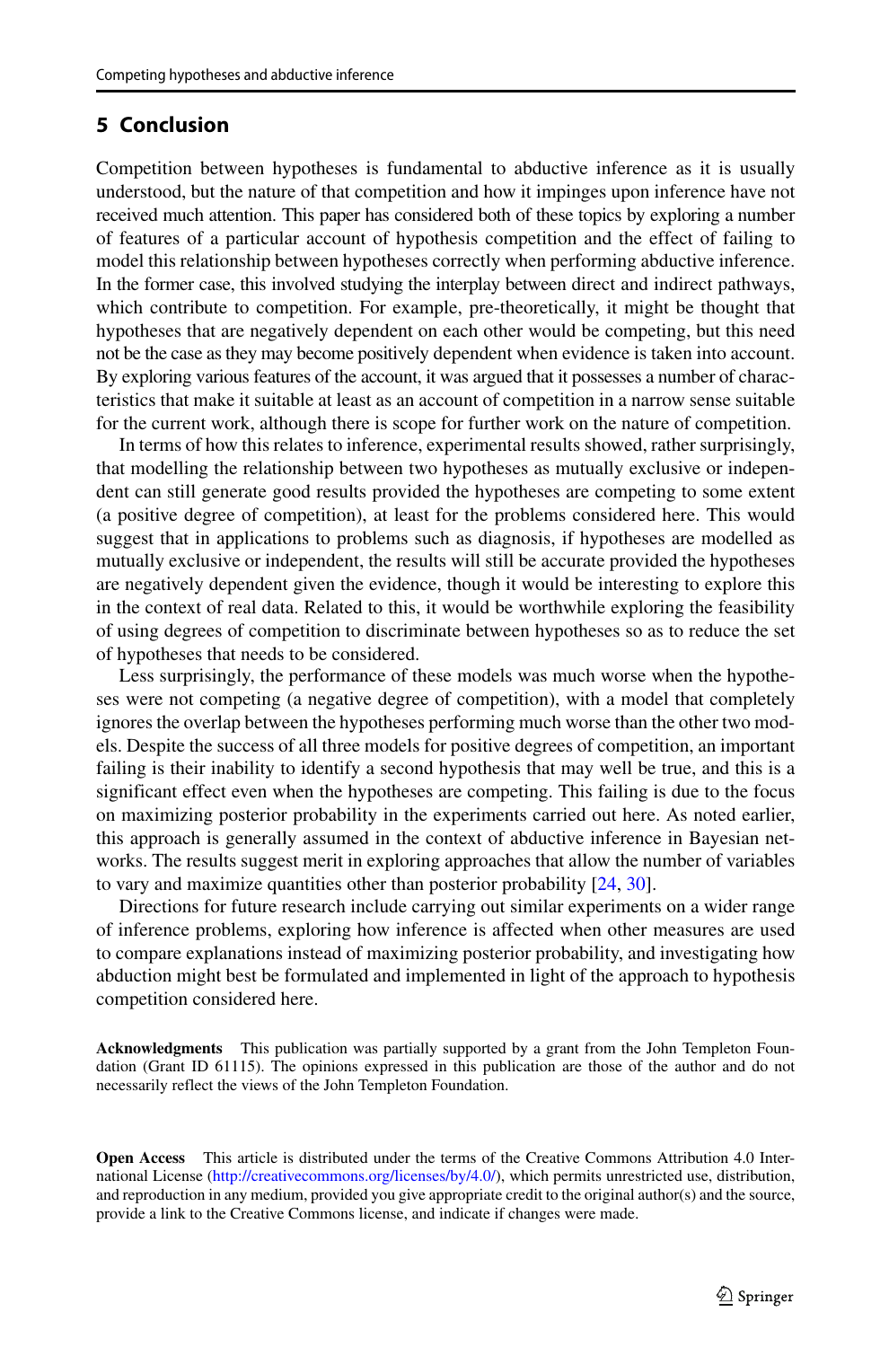## 5 Conclusion

Competition between hypotheses is fundamental to abductive inference as it is usually understood, but the nature of that competition and how it impinges upon inference have not received much attention. This paper has considered both of these topics by exploring a number of features of a particular account of hypothesis competition and the effect of failing to model this relationship between hypotheses correctly when performing abductive inference. In the former case, this involved studying the interplay between direct and indirect pathways, which contribute to competition. For example, pre-theoretically, it might be thought that hypotheses that are negatively dependent on each other would be competing, but this need not be the case as they may become positively dependent when evidence is taken into account. By exploring various features of the account, it was argued that it possesses a number of characteristics that make it suitable at least as an account of competition in a narrow sense suitable for the current work, although there is scope for further work on the nature of competition.

In terms of how this relates to inference, experimental results showed, rather surprisingly, that modelling the relationship between two hypotheses as mutually exclusive or independent can still generate good results provided the hypotheses are competing to some extent (a positive degree of competition), at least for the problems considered here. This would suggest that in applications to problems such as diagnosis, if hypotheses are modelled as mutually exclusive or independent, the results will still be accurate provided the hypotheses are negatively dependent given the evidence, though it would be interesting to explore this in the context of real data. Related to this, it would be worthwhile exploring the feasibility of using degrees of competition to discriminate between hypotheses so as to reduce the set of hypotheses that needs to be considered.

Less surprisingly, the performance of these models was much worse when the hypotheses were not competing (a negative degree of competition), with a model that completely ignores the overlap between the hypotheses performing much worse than the other two models. Despite the success of all three models for positive degrees of competition, an important failing is their inability to identify a second hypothesis that may well be true, and this is a significant effect even when the hypotheses are competing. This failing is due to the focus on maximizing posterior probability in the experiments carried out here. As noted earlier, this approach is generally assumed in the context of abductive inference in Bayesian networks. The results suggest merit in exploring approaches that allow the number of variables to vary and maximize quantities other than posterior probability [24, 30].

Directions for future research include carrying out similar experiments on a wider range of inference problems, exploring how inference is affected when other measures are used to compare explanations instead of maximizing posterior probability, and investigating how abduction might best be formulated and implemented in light of the approach to hypothesis competition considered here.

**Acknowledgments** This publication was partially supported by a grant from the John Templeton Foundation (Grant ID 61115). The opinions expressed in this publication are those of the author and do not necessarily reflect the views of the John Templeton Foundation.

**Open Access** This article is distributed under the terms of the Creative Commons Attribution 4.0 International License (http://creativecommons.org/licenses/by/4.0/), which permits unrestricted use, distribution, and reproduction in any medium, provided you give appropriate credit to the original author(s) and the source, provide a link to the Creative Commons license, and indicate if changes were made.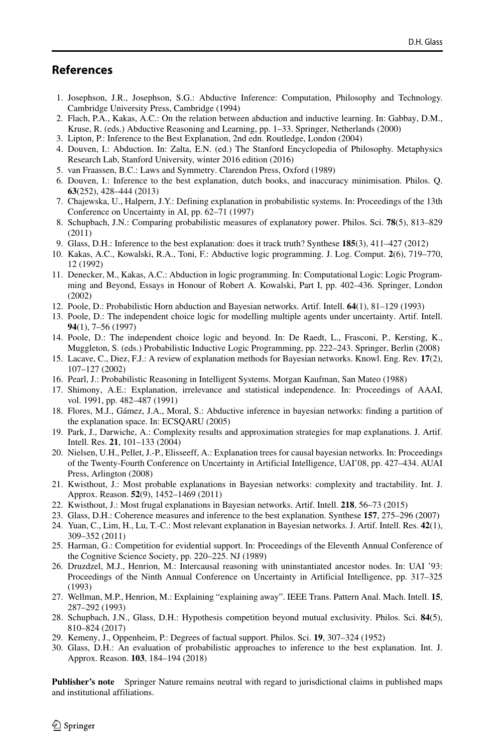## References

1. Josephson, J.R., Josephson, S.G.: Abductive Inference: Computation, Philosophy and Technology. Cambridge University Press, Cambridge (1994)
2. Flach, P.A., Kakas, A.C.: On the relation between abduction and inductive learning. In: Gabbay, D.M., Kruse, R. (eds.) Abductive Reasoning and Learning, pp. 1–33. Springer, Netherlands (2000)
3. Lipton, P.: Inference to the Best Explanation, 2nd edn. Routledge, London (2004)
4. Douven, I.: Abduction. In: Zalta, E.N. (ed.) The Stanford Encyclopedia of Philosophy. Metaphysics Research Lab, Stanford University, winter 2016 edition (2016)
5. van Fraassen, B.C.: Laws and Symmetry. Clarendon Press, Oxford (1989)
6. Douven, I.: Inference to the best explanation, dutch books, and inaccuracy minimisation. Philos. Q. **63**(252), 428–444 (2013)
7. Chajewska, U., Halpern, J.Y.: Defining explanation in probabilistic systems. In: Proceedings of the 13th Conference on Uncertainty in AI, pp. 62–71 (1997)
8. Schupbach, J.N.: Comparing probabilistic measures of explanatory power. Philos. Sci. **78**(5), 813–829 (2011)
9. Glass, D.H.: Inference to the best explanation: does it track truth? Synthese **185**(3), 411–427 (2012)
10. Kakas, A.C., Kowalski, R.A., Toni, F.: Abductive logic programming. J. Log. Comput. **2**(6), 719–770, 12 (1992)
11. Denecker, M., Kakas, A.C.: Abduction in logic programming. In: Computational Logic: Logic Programming and Beyond, Essays in Honour of Robert A. Kowalski, Part I, pp. 402–436. Springer, London (2002)
12. Poole, D.: Probabilistic Horn abduction and Bayesian networks. Artif. Intell. **64**(1), 81–129 (1993)
13. Poole, D.: The independent choice logic for modelling multiple agents under uncertainty. Artif. Intell. **94**(1), 7–56 (1997)
14. Poole, D.: The independent choice logic and beyond. In: De Raedt, L., Frasconi, P., Kersting, K., Muggleton, S. (eds.) Probabilistic Inductive Logic Programming, pp. 222–243. Springer, Berlin (2008)
15. Lacave, C., Diez, F.J.: A review of explanation methods for Bayesian networks. Knowl. Eng. Rev. **17**(2), 107–127 (2002)
16. Pearl, J.: Probabilistic Reasoning in Intelligent Systems. Morgan Kaufman, San Mateo (1988)
17. Shimony, A.E.: Explanation, irrelevance and statistical independence. In: Proceedings of AAAI, vol. 1991, pp. 482–487 (1991)
18. Flores, M.J., Gámez, J.A., Moral, S.: Abductive inference in bayesian networks: finding a partition of the explanation space. In: ECSQARU (2005)
19. Park, J., Darwiche, A.: Complexity results and approximation strategies for map explanations. J. Artif. Intell. Res. **21**, 101–133 (2004)
20. Nielsen, U.H., Pellet, J.-P., Elisseeff, A.: Explanation trees for causal bayesian networks. In: Proceedings of the Twenty-Fourth Conference on Uncertainty in Artificial Intelligence, UAI'08, pp. 427–434. AUAI Press, Arlington (2008)
21. Kwisthout, J.: Most probable explanations in Bayesian networks: complexity and tractability. Int. J. Approx. Reason. **52**(9), 1452–1469 (2011)
22. Kwisthout, J.: Most frugal explanations in Bayesian networks. Artif. Intell. **218**, 56–73 (2015)
23. Glass, D.H.: Coherence measures and inference to the best explanation. Synthese **157**, 275–296 (2007)
24. Yuan, C., Lim, H., Lu, T.-C.: Most relevant explanation in Bayesian networks. J. Artif. Intell. Res. **42**(1), 309–352 (2011)
25. Harman, G.: Competition for evidential support. In: Proceedings of the Eleventh Annual Conference of the Cognitive Science Society, pp. 220–225. NJ (1989)
26. Druzdzel, M.J., Henrion, M.: Intercausal reasoning with uninstantiated ancestor nodes. In: UAI '93: Proceedings of the Ninth Annual Conference on Uncertainty in Artificial Intelligence, pp. 317–325 (1993)
27. Wellman, M.P., Henrion, M.: Explaining "explaining away". IEEE Trans. Pattern Anal. Mach. Intell. **15**, 287–292 (1993)
28. Schupbach, J.N., Glass, D.H.: Hypothesis competition beyond mutual exclusivity. Philos. Sci. **84**(5), 810–824 (2017)
29. Kemeny, J., Oppenheim, P.: Degrees of factual support. Philos. Sci. **19**, 307–324 (1952)
30. Glass, D.H.: An evaluation of probabilistic approaches to inference to the best explanation. Int. J. Approx. Reason. **103**, 184–194 (2018)

**Publisher's note** Springer Nature remains neutral with regard to jurisdictional claims in published maps and institutional affiliations.